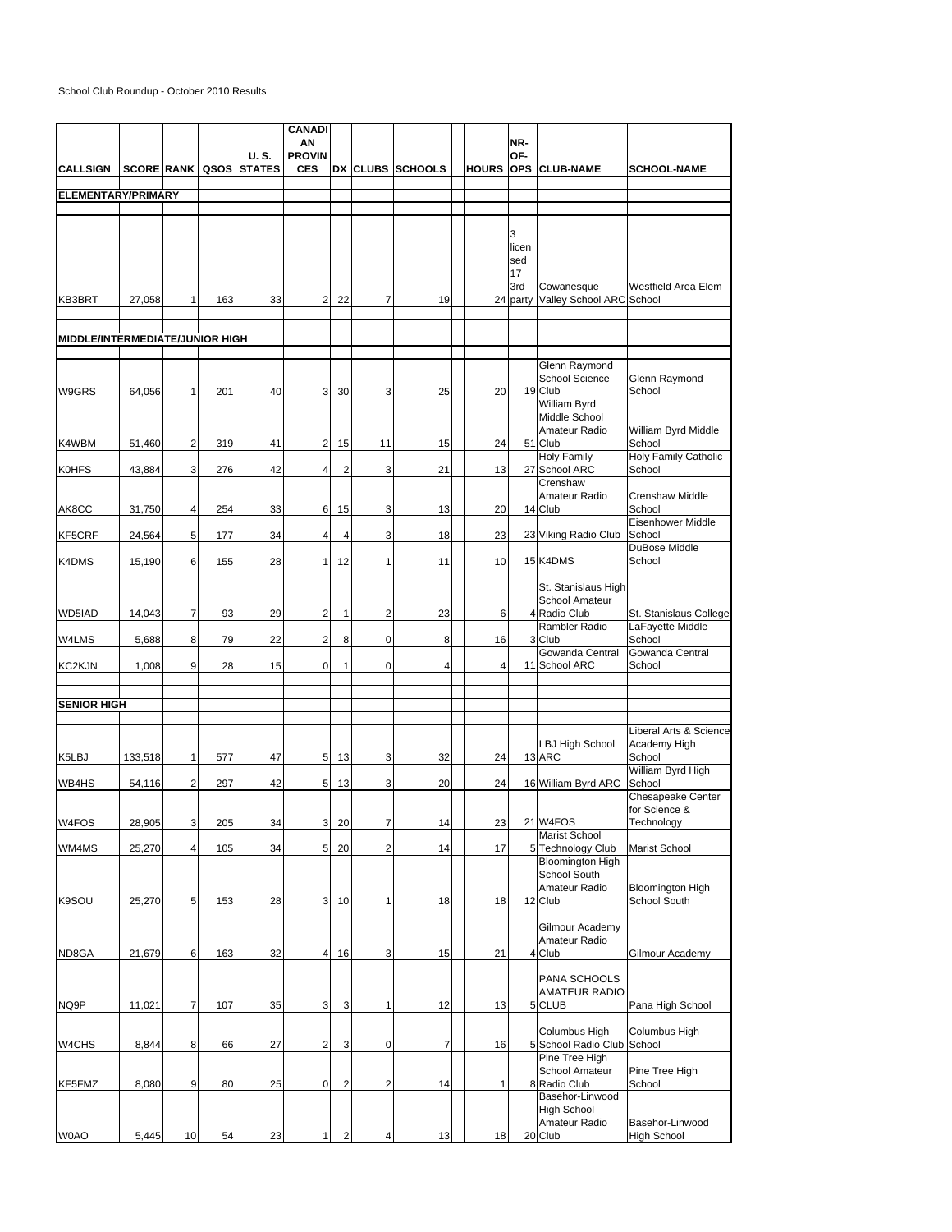School Club Roundup - October 2010 Results

| CALLSIGN | SCORE | RANK | QSOS | U. S. STATES | CANADIAN PROVINCES | DX | CLUBS | SCHOOLS | | HOURS | NR-OF-OPS | CLUB-NAME | SCHOOL-NAME |
|---|---|---|---|---|---|---|---|---|---|---|---|---|---|
| **ELEMENTARY/PRIMARY** | | | | | | | | | | | | | |
| KB3BRT | 27,058 | 1 | 163 | 33 | 2 | 22 | 7 | 19 | | 24 | 3 licensed 17 3rd party | Cowanesque Valley School ARC | Westfield Area Elem School |
| **MIDDLE/INTERMEDIATE/JUNIOR HIGH** | | | | | | | | | | | | | |
| W9GRS | 64,056 | 1 | 201 | 40 | 3 | 30 | 3 | 25 | | 20 | 19 | Glenn Raymond School Science Club | Glenn Raymond School |
| K4WBM | 51,460 | 2 | 319 | 41 | 2 | 15 | 11 | 15 | | 24 | 51 | William Byrd Middle School Amateur Radio Club | William Byrd Middle School |
| K0HFS | 43,884 | 3 | 276 | 42 | 4 | 2 | 3 | 21 | | 13 | 27 | Holy Family School ARC | Holy Family Catholic School |
| AK8CC | 31,750 | 4 | 254 | 33 | 6 | 15 | 3 | 13 | | 20 | 14 | Crenshaw Amateur Radio Club | Crenshaw Middle School |
| KF5CRF | 24,564 | 5 | 177 | 34 | 4 | 4 | 3 | 18 | | 23 | 23 | Viking Radio Club | Eisenhower Middle School |
| K4DMS | 15,190 | 6 | 155 | 28 | 1 | 12 | 1 | 11 | | 10 | 15 | K4DMS | DuBose Middle School |
| WD5IAD | 14,043 | 7 | 93 | 29 | 2 | 1 | 2 | 23 | | 6 | 4 | St. Stanislaus High School Amateur Radio Club | St. Stanislaus College |
| W4LMS | 5,688 | 8 | 79 | 22 | 2 | 8 | 0 | 8 | | 16 | 3 | Rambler Radio Club | LaFayette Middle School |
| KC2KJN | 1,008 | 9 | 28 | 15 | 0 | 1 | 0 | 4 | | 4 | 11 | Gowanda Central School ARC | Gowanda Central School |
| **SENIOR HIGH** | | | | | | | | | | | | | |
| K5LBJ | 133,518 | 1 | 577 | 47 | 5 | 13 | 3 | 32 | | 24 | 13 | LBJ High School ARC | Liberal Arts & Science Academy High School |
| WB4HS | 54,116 | 2 | 297 | 42 | 5 | 13 | 3 | 20 | | 24 | 16 | William Byrd ARC | William Byrd High School |
| W4FOS | 28,905 | 3 | 205 | 34 | 3 | 20 | 7 | 14 | | 23 | 21 | W4FOS | Chesapeake Center for Science & Technology |
| WM4MS | 25,270 | 4 | 105 | 34 | 5 | 20 | 2 | 14 | | 17 | 5 | Marist School Technology Club | Marist School |
| K9SOU | 25,270 | 5 | 153 | 28 | 3 | 10 | 1 | 18 | | 18 | 12 | Bloomington High School South Amateur Radio Club | Bloomington High School South |
| ND8GA | 21,679 | 6 | 163 | 32 | 4 | 16 | 3 | 15 | | 21 | 4 | Gilmour Academy Amateur Radio Club | Gilmour Academy |
| NQ9P | 11,021 | 7 | 107 | 35 | 3 | 3 | 1 | 12 | | 13 | 5 | PANA SCHOOLS AMATEUR RADIO CLUB | Pana High School |
| W4CHS | 8,844 | 8 | 66 | 27 | 2 | 3 | 0 | 7 | | 16 | 5 | Columbus High School Radio Club | Columbus High School |
| KF5FMZ | 8,080 | 9 | 80 | 25 | 0 | 2 | 2 | 14 | | 1 | 8 | Pine Tree High School Amateur Radio Club | Pine Tree High School |
| W0AO | 5,445 | 10 | 54 | 23 | 1 | 2 | 4 | 13 | | 18 | 20 | Basehor-Linwood High School Amateur Radio Club | Basehor-Linwood High School |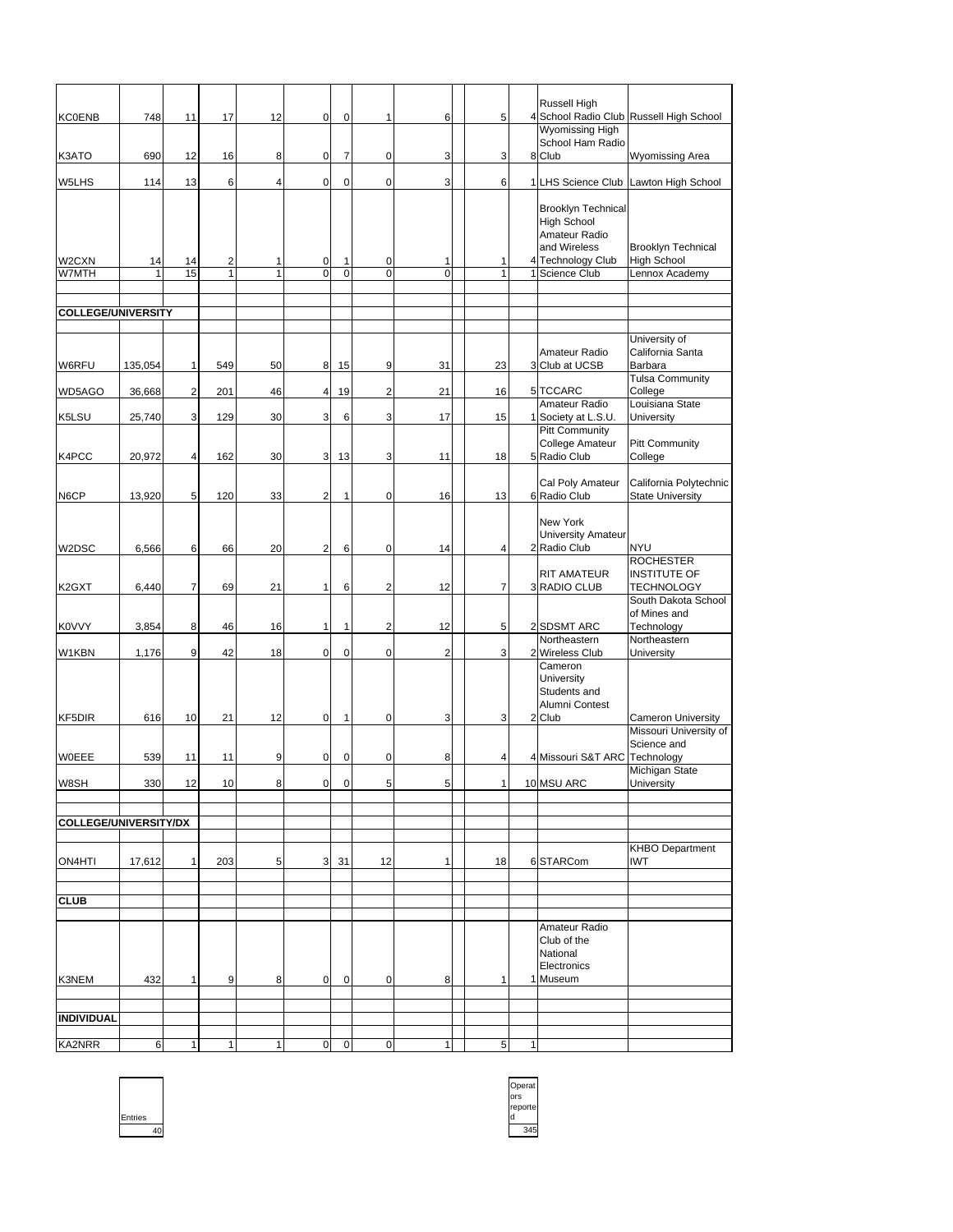| | | | | | | | | | | | | | |
|---|---|---|---|---|---|---|---|---|---|---|---|---|---|
| KC0ENB | 748 | 11 | 17 | 12 | 0 | 0 | 1 | 6 | | 5 | 4 | Russell High School Radio Club | Russell High School |
| K3ATO | 690 | 12 | 16 | 8 | 0 | 7 | 0 | 3 | | 3 | 8 | Wyomissing High School Ham Radio Club | Wyomissing Area |
| W5LHS | 114 | 13 | 6 | 4 | 0 | 0 | 0 | 3 | | 6 | 1 | LHS Science Club | Lawton High School |
| W2CXN | 14 | 14 | 2 | 1 | 0 | 1 | 0 | 1 | | 1 | 4 | Brooklyn Technical High School Amateur Radio and Wireless Technology Club | Brooklyn Technical High School |
| W7MTH | 1 | 15 | 1 | 1 | 0 | 0 | 0 | 0 | | 1 | 1 | Science Club | Lennox Academy |
| **COLLEGE/UNIVERSITY** | | | | | | | | | | | | | |
| W6RFU | 135,054 | 1 | 549 | 50 | 8 | 15 | 9 | 31 | | 23 | 3 | Amateur Radio Club at UCSB | University of California Santa Barbara |
| WD5AGO | 36,668 | 2 | 201 | 46 | 4 | 19 | 2 | 21 | | 16 | 5 | TCCARC | Tulsa Community College |
| K5LSU | 25,740 | 3 | 129 | 30 | 3 | 6 | 3 | 17 | | 15 | 1 | Amateur Radio Society at L.S.U. | Louisiana State University |
| K4PCC | 20,972 | 4 | 162 | 30 | 3 | 13 | 3 | 11 | | 18 | 5 | Pitt Community College Amateur Radio Club | Pitt Community College |
| N6CP | 13,920 | 5 | 120 | 33 | 2 | 1 | 0 | 16 | | 13 | 6 | Cal Poly Amateur Radio Club | California Polytechnic State University |
| W2DSC | 6,566 | 6 | 66 | 20 | 2 | 6 | 0 | 14 | | 4 | 2 | New York University Amateur Radio Club | NYU |
| K2GXT | 6,440 | 7 | 69 | 21 | 1 | 6 | 2 | 12 | | 7 | 3 | RIT AMATEUR RADIO CLUB | ROCHESTER INSTITUTE OF TECHNOLOGY |
| K0VVY | 3,854 | 8 | 46 | 16 | 1 | 1 | 2 | 12 | | 5 | 2 | SDSMT ARC | South Dakota School of Mines and Technology |
| W1KBN | 1,176 | 9 | 42 | 18 | 0 | 0 | 0 | 2 | | 3 | 2 | Northeastern Wireless Club | Northeastern University |
| KF5DIR | 616 | 10 | 21 | 12 | 0 | 1 | 0 | 3 | | 3 | 2 | Cameron University Students and Alumni Contest Club | Cameron University |
| W0EEE | 539 | 11 | 11 | 9 | 0 | 0 | 0 | 8 | | 4 | 4 | Missouri S&T ARC | Missouri University of Science and Technology |
| W8SH | 330 | 12 | 10 | 8 | 0 | 0 | 5 | 5 | | 1 | 10 | MSU ARC | Michigan State University |
| **COLLEGE/UNIVERSITY/DX** | | | | | | | | | | | | | |
| ON4HTI | 17,612 | 1 | 203 | 5 | 3 | 31 | 12 | 1 | | 18 | 6 | STARCom | KHBO Department IWT |
| **CLUB** | | | | | | | | | | | | | |
| K3NEM | 432 | 1 | 9 | 8 | 0 | 0 | 0 | 8 | | 1 | 1 | Amateur Radio Club of the National Electronics Museum | |
| **INDIVIDUAL** | | | | | | | | | | | | | |
| KA2NRR | 6 | 1 | 1 | 1 | 0 | 0 | 0 | 1 | | 5 | 1 | | |

| Entries |
|---|
| 40 |

| Operators reported |
|---|
| 345 |